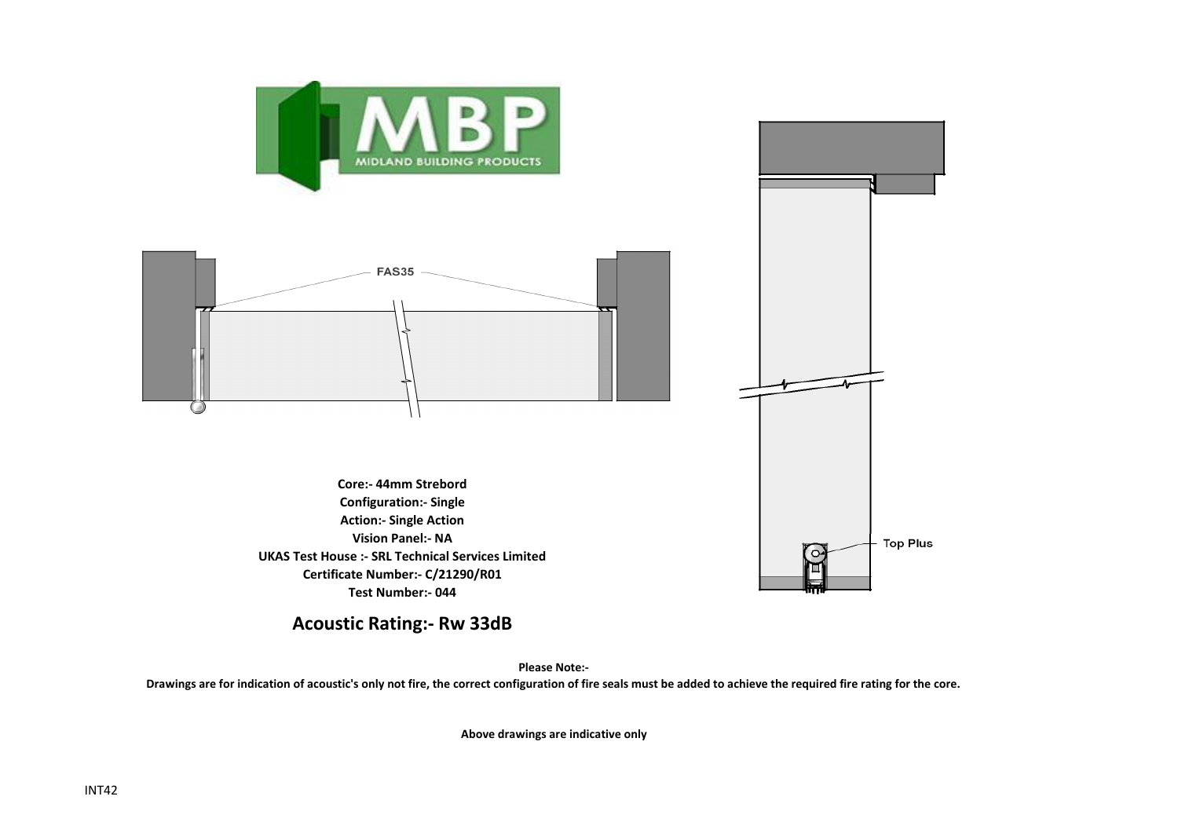MIDLAND BUILDING PRODUCTS

FAS35

Top Plus

**Core:- 44mm Strebord**
**Configuration:- Single**
**Action:- Single Action**
**Vision Panel:- NA**
**UKAS Test House :- SRL Technical Services Limited**
**Certificate Number:- C/21290/R01**
**Test Number:- 044**

## Acoustic Rating:- Rw 33dB

**Please Note:-**
**Drawings are for indication of acoustic's only not fire, the correct configuration of fire seals must be added to achieve the required fire rating for the core.**

**Above drawings are indicative only**

INT42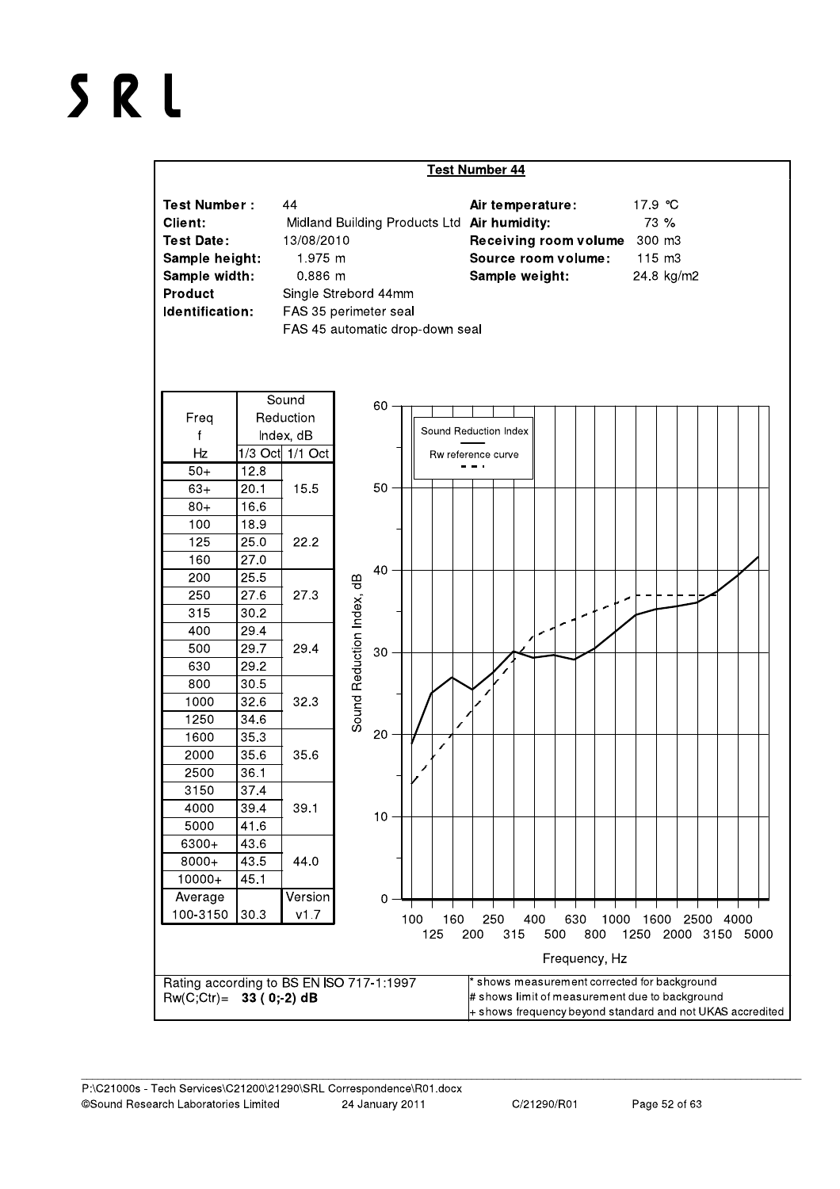SRL

## Test Number 44

**Test Number :** 44
**Client:** Midland Building Products Ltd
**Test Date:** 13/08/2010
**Sample height:** 1.975 m
**Sample width:** 0.886 m
**Product Identification:** Single Strebord 44mm
FAS 35 perimeter seal
FAS 45 automatic drop-down seal

**Air temperature:** 17.9 °C
**Air humidity:** 73 %
**Receiving room volume** 300 m3
**Source room volume:** 115 m3
**Sample weight:** 24.8 kg/m2

| Freq f Hz | Sound Reduction Index, dB 1/3 Oct | 1/1 Oct |
|---|---|---|
| 50+ | 12.8 | |
| 63+ | 20.1 | 15.5 |
| 80+ | 16.6 | |
| 100 | 18.9 | |
| 125 | 25.0 | 22.2 |
| 160 | 27.0 | |
| 200 | 25.5 | |
| 250 | 27.6 | 27.3 |
| 315 | 30.2 | |
| 400 | 29.4 | |
| 500 | 29.7 | 29.4 |
| 630 | 29.2 | |
| 800 | 30.5 | |
| 1000 | 32.6 | 32.3 |
| 1250 | 34.6 | |
| 1600 | 35.3 | |
| 2000 | 35.6 | 35.6 |
| 2500 | 36.1 | |
| 3150 | 37.4 | |
| 4000 | 39.4 | 39.1 |
| 5000 | 41.6 | |
| 6300+ | 43.6 | |
| 8000+ | 43.5 | 44.0 |
| 10000+ | 45.1 | |
| Average 100-3150 | 30.3 | Version v1.7 |

Sound Reduction Index
Rw reference curve
Sound Reduction Index, dB
60
50
40
30
20
10
0
100 125 160 200 250 315 400 500 630 800 1000 1250 1600 2000 2500 3150 4000 5000
Frequency, Hz

Rating according to BS EN ISO 717-1:1997
Rw(C;Ctr)= **33 ( 0;-2) dB**

\* shows measurement corrected for background
# shows limit of measurement due to background
+ shows frequency beyond standard and not UKAS accredited

P:\C21000s - Tech Services\C21200\21290\SRL Correspondence\R01.docx
©Sound Research Laboratories Limited 24 January 2011 C/21290/R01